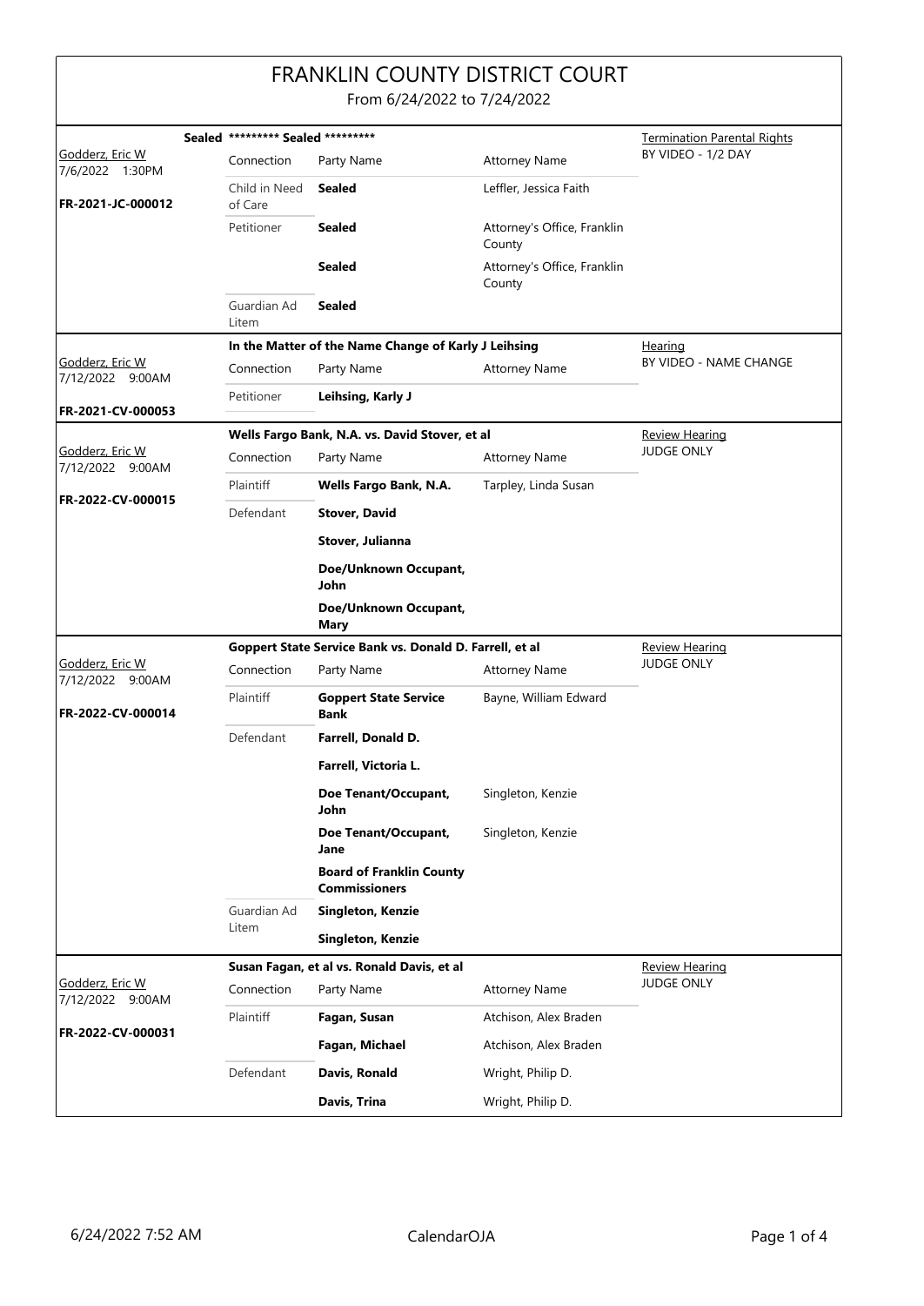# FRANKLIN COUNTY DISTRICT COURT

From 6/24/2022 to 7/24/2022

---

**Godderz, Eric W**
7/6/2022 1:30PM
**FR-2021-JC-000012**

**Sealed \*\*\*\*\*\*\*\*\* Sealed \*\*\*\*\*\*\*\*\***

Termination Parental Rights
BY VIDEO - 1/2 DAY

| Connection | Party Name | Attorney Name |
|---|---|---|
| Child in Need of Care | **Sealed** | Leffler, Jessica Faith |
| Petitioner | **Sealed** | Attorney's Office, Franklin County |
| | **Sealed** | Attorney's Office, Franklin County |
| Guardian Ad Litem | **Sealed** | |

---

**Godderz, Eric W**
7/12/2022 9:00AM
**FR-2021-CV-000053**

**In the Matter of the Name Change of Karly J Leihsing**

Hearing
BY VIDEO - NAME CHANGE

| Connection | Party Name | Attorney Name |
|---|---|---|
| Petitioner | **Leihsing, Karly J** | |

---

**Godderz, Eric W**
7/12/2022 9:00AM
**FR-2022-CV-000015**

**Wells Fargo Bank, N.A. vs. David Stover, et al**

Review Hearing
JUDGE ONLY

| Connection | Party Name | Attorney Name |
|---|---|---|
| Plaintiff | **Wells Fargo Bank, N.A.** | Tarpley, Linda Susan |
| Defendant | **Stover, David** | |
| | **Stover, Julianna** | |
| | **Doe/Unknown Occupant, John** | |
| | **Doe/Unknown Occupant, Mary** | |

---

**Godderz, Eric W**
7/12/2022 9:00AM
**FR-2022-CV-000014**

**Goppert State Service Bank vs. Donald D. Farrell, et al**

Review Hearing
JUDGE ONLY

| Connection | Party Name | Attorney Name |
|---|---|---|
| Plaintiff | **Goppert State Service Bank** | Bayne, William Edward |
| Defendant | **Farrell, Donald D.** | |
| | **Farrell, Victoria L.** | |
| | **Doe Tenant/Occupant, John** | Singleton, Kenzie |
| | **Doe Tenant/Occupant, Jane** | Singleton, Kenzie |
| | **Board of Franklin County Commissioners** | |
| Guardian Ad Litem | **Singleton, Kenzie** | |
| | **Singleton, Kenzie** | |

---

**Godderz, Eric W**
7/12/2022 9:00AM
**FR-2022-CV-000031**

**Susan Fagan, et al vs. Ronald Davis, et al**

Review Hearing
JUDGE ONLY

| Connection | Party Name | Attorney Name |
|---|---|---|
| Plaintiff | **Fagan, Susan** | Atchison, Alex Braden |
| | **Fagan, Michael** | Atchison, Alex Braden |
| Defendant | **Davis, Ronald** | Wright, Philip D. |
| | **Davis, Trina** | Wright, Philip D. |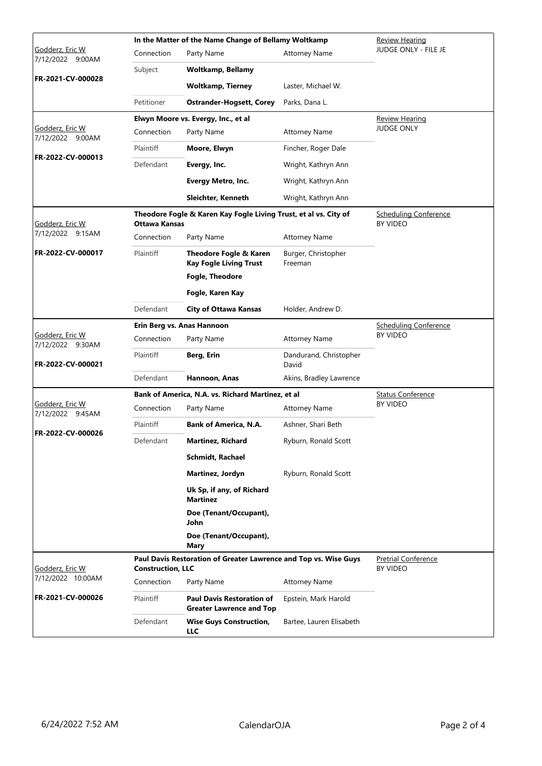| Judge / Date / Case | Case Title | | | Hearing |
|---|---|---|---|---|
| Godderz, Eric W<br>7/12/2022 9:00AM<br>**FR-2021-CV-000028** | **In the Matter of the Name Change of Bellamy Woltkamp** | | | Review Hearing<br>JUDGE ONLY - FILE JE |
| | Connection | Party Name | Attorney Name | |
| | Subject | **Woltkamp, Bellamy** | | |
| | | **Woltkamp, Tierney** | Laster, Michael W. | |
| | Petitioner | **Ostrander-Hogsett, Corey** | Parks, Dana L. | |
| Godderz, Eric W<br>7/12/2022 9:00AM<br>**FR-2022-CV-000013** | **Elwyn Moore vs. Evergy, Inc., et al** | | | Review Hearing<br>JUDGE ONLY |
| | Connection | Party Name | Attorney Name | |
| | Plaintiff | **Moore, Elwyn** | Fincher, Roger Dale | |
| | Defendant | **Evergy, Inc.** | Wright, Kathryn Ann | |
| | | **Evergy Metro, Inc.** | Wright, Kathryn Ann | |
| | | **Sleichter, Kenneth** | Wright, Kathryn Ann | |
| Godderz, Eric W<br>7/12/2022 9:15AM<br>**FR-2022-CV-000017** | **Theodore Fogle & Karen Kay Fogle Living Trust, et al vs. City of Ottawa Kansas** | | | Scheduling Conference<br>BY VIDEO |
| | Connection | Party Name | Attorney Name | |
| | Plaintiff | **Theodore Fogle & Karen Kay Fogle Living Trust** | Burger, Christopher Freeman | |
| | | **Fogle, Theodore** | | |
| | | **Fogle, Karen Kay** | | |
| | Defendant | **City of Ottawa Kansas** | Holder, Andrew D. | |
| Godderz, Eric W<br>7/12/2022 9:30AM<br>**FR-2022-CV-000021** | **Erin Berg vs. Anas Hannoon** | | | Scheduling Conference<br>BY VIDEO |
| | Connection | Party Name | Attorney Name | |
| | Plaintiff | **Berg, Erin** | Dandurand, Christopher David | |
| | Defendant | **Hannoon, Anas** | Akins, Bradley Lawrence | |
| Godderz, Eric W<br>7/12/2022 9:45AM<br>**FR-2022-CV-000026** | **Bank of America, N.A. vs. Richard Martinez, et al** | | | Status Conference<br>BY VIDEO |
| | Connection | Party Name | Attorney Name | |
| | Plaintiff | **Bank of America, N.A.** | Ashner, Shari Beth | |
| | Defendant | **Martinez, Richard** | Ryburn, Ronald Scott | |
| | | **Schmidt, Rachael** | | |
| | | **Martinez, Jordyn** | Ryburn, Ronald Scott | |
| | | **Uk Sp, if any, of Richard Martinez** | | |
| | | **Doe (Tenant/Occupant), John** | | |
| | | **Doe (Tenant/Occupant), Mary** | | |
| Godderz, Eric W<br>7/12/2022 10:00AM<br>**FR-2021-CV-000026** | **Paul Davis Restoration of Greater Lawrence and Top vs. Wise Guys Construction, LLC** | | | Pretrial Conference<br>BY VIDEO |
| | Connection | Party Name | Attorney Name | |
| | Plaintiff | **Paul Davis Restoration of Greater Lawrence and Top** | Epstein, Mark Harold | |
| | Defendant | **Wise Guys Construction, LLC** | Bartee, Lauren Elisabeth | |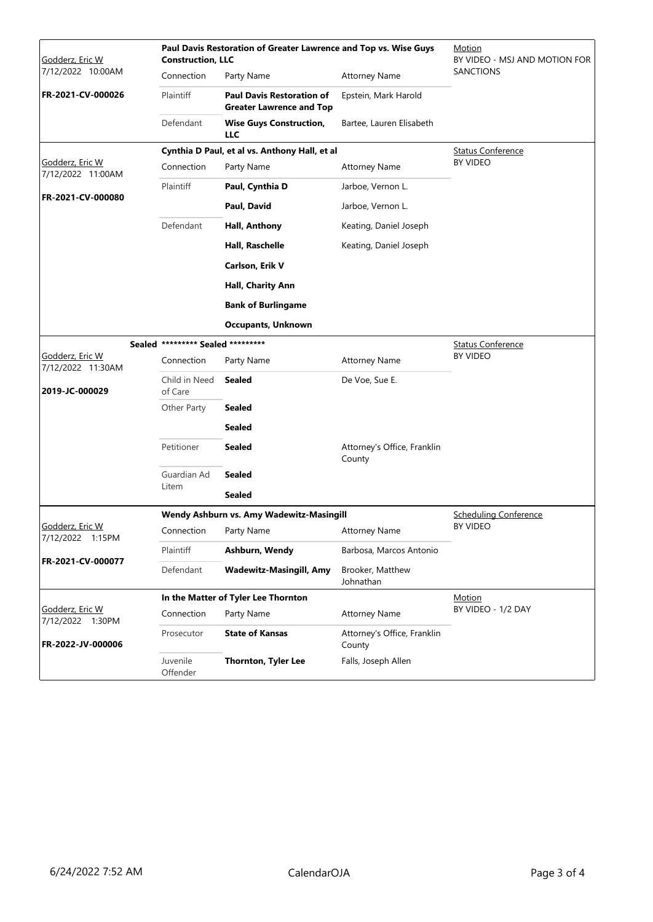| Judge / Date / Case | Connection | Party Name | Attorney Name | Hearing |
|---|---|---|---|---|
| Godderz, Eric W<br>7/12/2022 10:00AM<br>**FR-2021-CV-000026** | **Paul Davis Restoration of Greater Lawrence and Top vs. Wise Guys Construction, LLC** | | | Motion<br>BY VIDEO - MSJ AND MOTION FOR SANCTIONS |
| | Plaintiff | **Paul Davis Restoration of Greater Lawrence and Top** | Epstein, Mark Harold | |
| | Defendant | **Wise Guys Construction, LLC** | Bartee, Lauren Elisabeth | |
| Godderz, Eric W<br>7/12/2022 11:00AM<br>**FR-2021-CV-000080** | **Cynthia D Paul, et al vs. Anthony Hall, et al** | | | Status Conference<br>BY VIDEO |
| | Plaintiff | **Paul, Cynthia D** | Jarboe, Vernon L. | |
| | | **Paul, David** | Jarboe, Vernon L. | |
| | Defendant | **Hall, Anthony** | Keating, Daniel Joseph | |
| | | **Hall, Raschelle** | Keating, Daniel Joseph | |
| | | **Carlson, Erik V** | | |
| | | **Hall, Charity Ann** | | |
| | | **Bank of Burlingame** | | |
| | | **Occupants, Unknown** | | |
| Sealed<br>Godderz, Eric W<br>7/12/2022 11:30AM<br>**2019-JC-000029** | **\*\*\*\*\*\*\*\*\* Sealed \*\*\*\*\*\*\*\*\*** | | | Status Conference<br>BY VIDEO |
| | Child in Need of Care | **Sealed** | De Voe, Sue E. | |
| | Other Party | **Sealed** | | |
| | | **Sealed** | | |
| | Petitioner | **Sealed** | Attorney's Office, Franklin County | |
| | Guardian Ad Litem | **Sealed** | | |
| | | **Sealed** | | |
| Godderz, Eric W<br>7/12/2022 1:15PM<br>**FR-2021-CV-000077** | **Wendy Ashburn vs. Amy Wadewitz-Masingill** | | | Scheduling Conference<br>BY VIDEO |
| | Plaintiff | **Ashburn, Wendy** | Barbosa, Marcos Antonio | |
| | Defendant | **Wadewitz-Masingill, Amy** | Brooker, Matthew Johnathan | |
| Godderz, Eric W<br>7/12/2022 1:30PM<br>**FR-2022-JV-000006** | **In the Matter of Tyler Lee Thornton** | | | Motion<br>BY VIDEO - 1/2 DAY |
| | Prosecutor | **State of Kansas** | Attorney's Office, Franklin County | |
| | Juvenile Offender | **Thornton, Tyler Lee** | Falls, Joseph Allen | |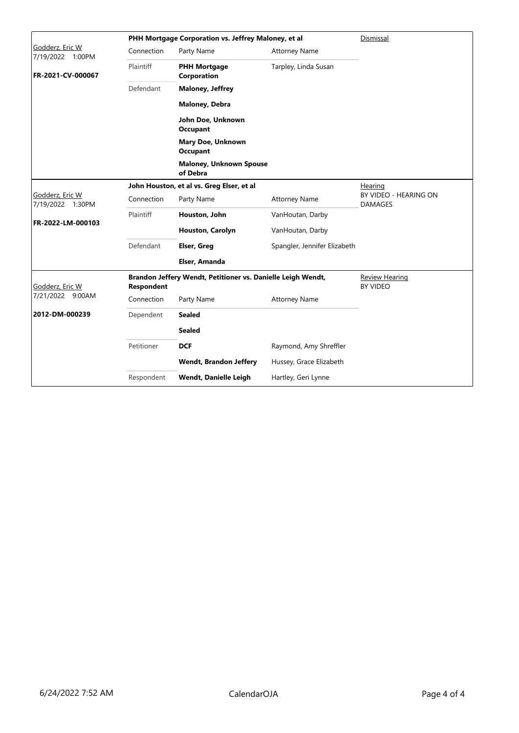| | | | | |
|---|---|---|---|---|
| Godderz, Eric W<br>7/19/2022 1:00PM<br><br>**FR-2021-CV-000067** | **PHH Mortgage Corporation vs. Jeffrey Maloney, et al** | | | Dismissal |
| | Connection | Party Name | Attorney Name | |
| | Plaintiff | **PHH Mortgage Corporation** | Tarpley, Linda Susan | |
| | Defendant | **Maloney, Jeffrey** | | |
| | | **Maloney, Debra** | | |
| | | **John Doe, Unknown Occupant** | | |
| | | **Mary Doe, Unknown Occupant** | | |
| | | **Maloney, Unknown Spouse of Debra** | | |
| Godderz, Eric W<br>7/19/2022 1:30PM<br><br>**FR-2022-LM-000103** | **John Houston, et al vs. Greg Elser, et al** | | | Hearing<br>BY VIDEO - HEARING ON DAMAGES |
| | Connection | Party Name | Attorney Name | |
| | Plaintiff | **Houston, John** | VanHoutan, Darby | |
| | | **Houston, Carolyn** | VanHoutan, Darby | |
| | Defendant | **Elser, Greg** | Spangler, Jennifer Elizabeth | |
| | | **Elser, Amanda** | | |
| Godderz, Eric W<br>7/21/2022 9:00AM<br><br>**2012-DM-000239** | **Brandon Jeffery Wendt, Petitioner vs. Danielle Leigh Wendt, Respondent** | | | Review Hearing<br>BY VIDEO |
| | Connection | Party Name | Attorney Name | |
| | Dependent | **Sealed** | | |
| | | **Sealed** | | |
| | Petitioner | **DCF** | Raymond, Amy Shreffler | |
| | | **Wendt, Brandon Jeffery** | Hussey, Grace Elizabeth | |
| | Respondent | **Wendt, Danielle Leigh** | Hartley, Geri Lynne | |

6/24/2022 7:52 AM — CalendarOJA